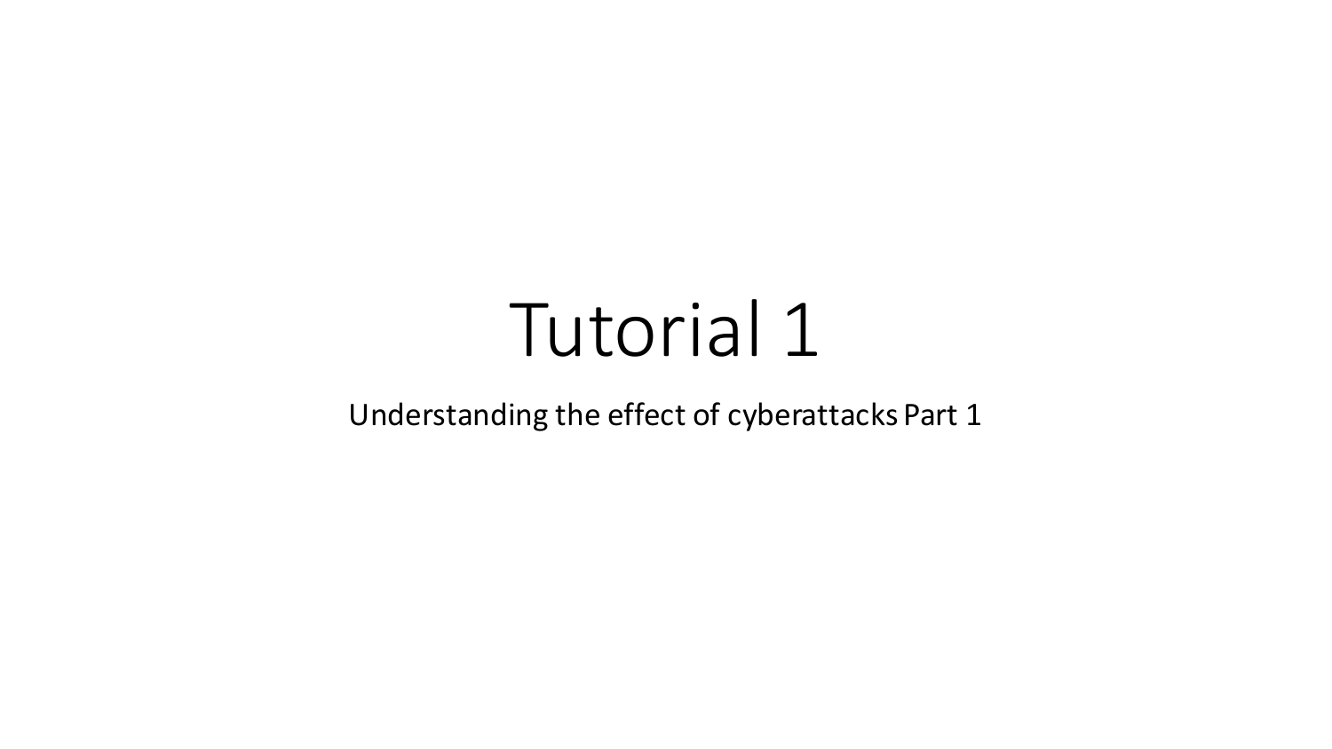# Tutorial 1

Understanding the effect of cyberattacks Part 1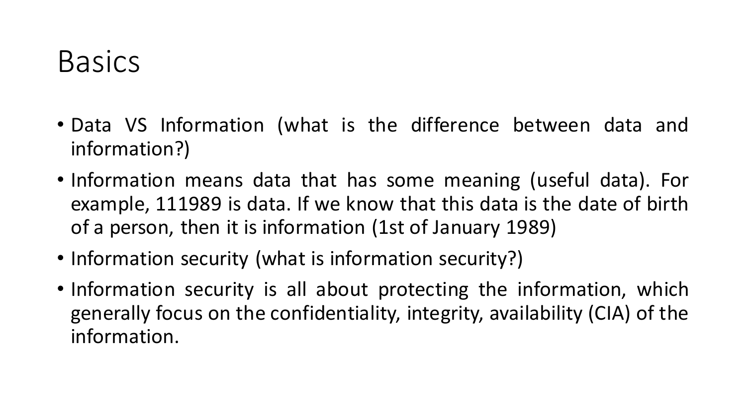# Basics

- Data VS Information (what is the difference between data and information?)
- Information means data that has some meaning (useful data). For example, 111989 is data. If we know that this data is the date of birth of a person, then it is information (1st of January 1989)
- Information security (what is information security?)
- Information security is all about protecting the information, which generally focus on the confidentiality, integrity, availability (CIA) of the information.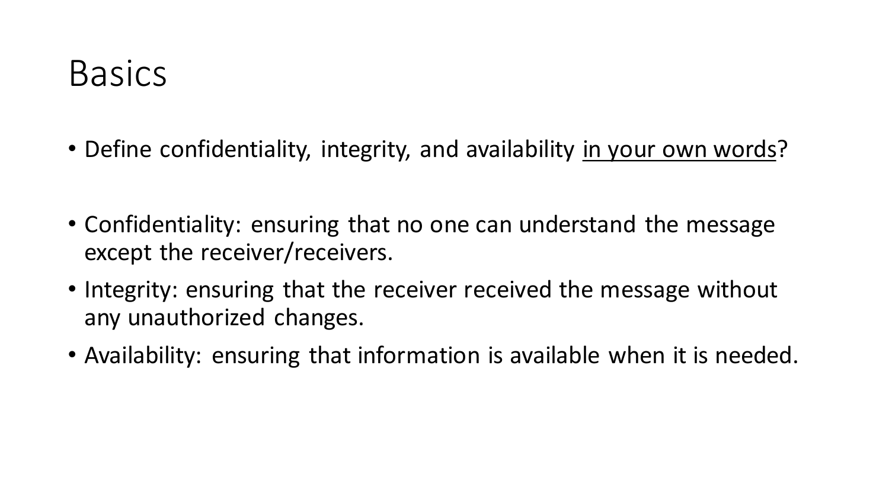# Basics

- Define confidentiality, integrity, and availability <u>in your own words</u>?

- Confidentiality: ensuring that no one can understand the message except the receiver/receivers.
- Integrity: ensuring that the receiver received the message without any unauthorized changes.
- Availability: ensuring that information is available when it is needed.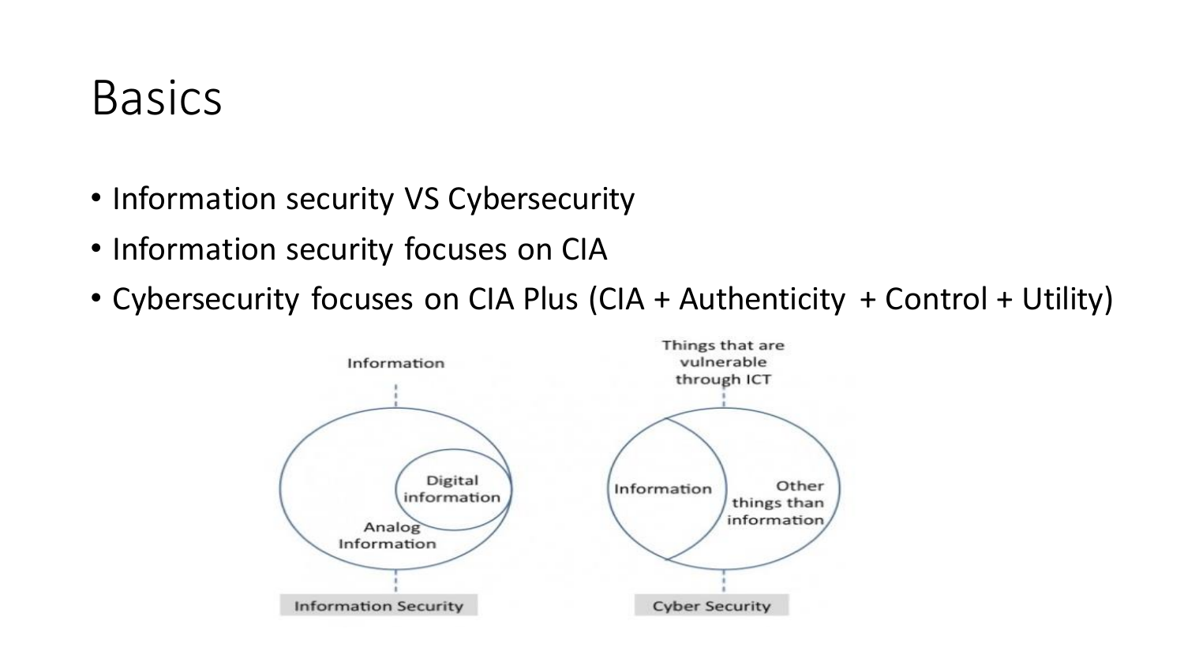# Basics

- Information security VS Cybersecurity
- Information security focuses on CIA
- Cybersecurity focuses on CIA Plus (CIA + Authenticity + Control + Utility)

Information

Digital information

Analog Information

Information Security

Things that are vulnerable through ICT

Information

Other things than information

Cyber Security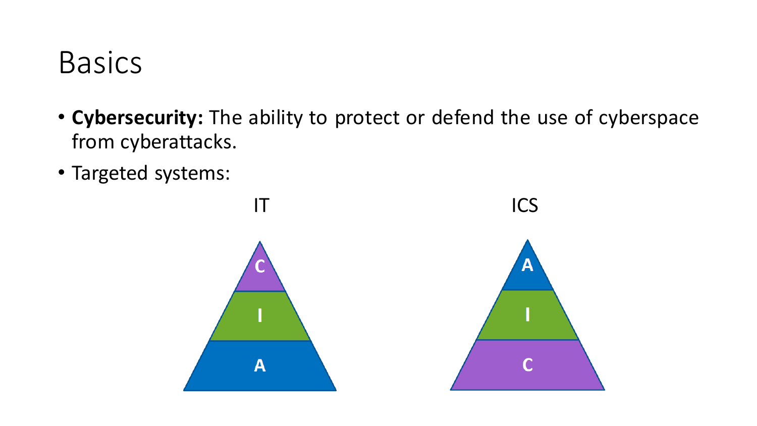# Basics

- **Cybersecurity:** The ability to protect or defend the use of cyberspace from cyberattacks.
- Targeted systems:

IT

C

I

A

ICS

A

I

C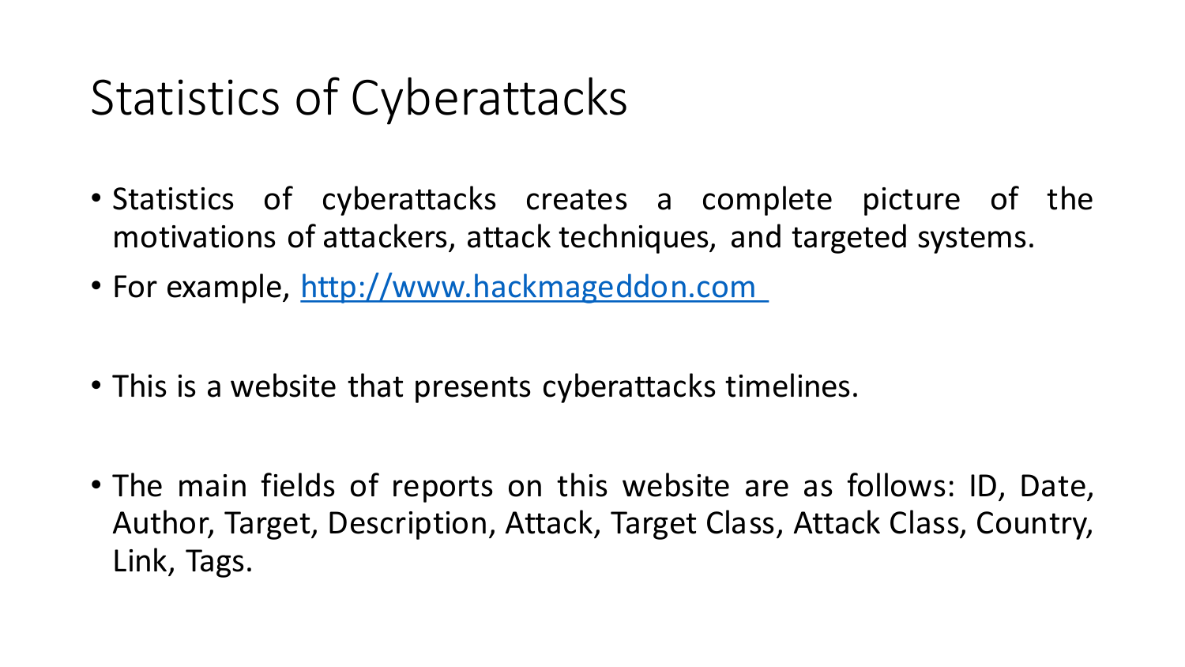# Statistics of Cyberattacks

- Statistics of cyberattacks creates a complete picture of the motivations of attackers, attack techniques, and targeted systems.
- For example, [http://www.hackmageddon.com](http://www.hackmageddon.com)
- This is a website that presents cyberattacks timelines.
- The main fields of reports on this website are as follows: ID, Date, Author, Target, Description, Attack, Target Class, Attack Class, Country, Link, Tags.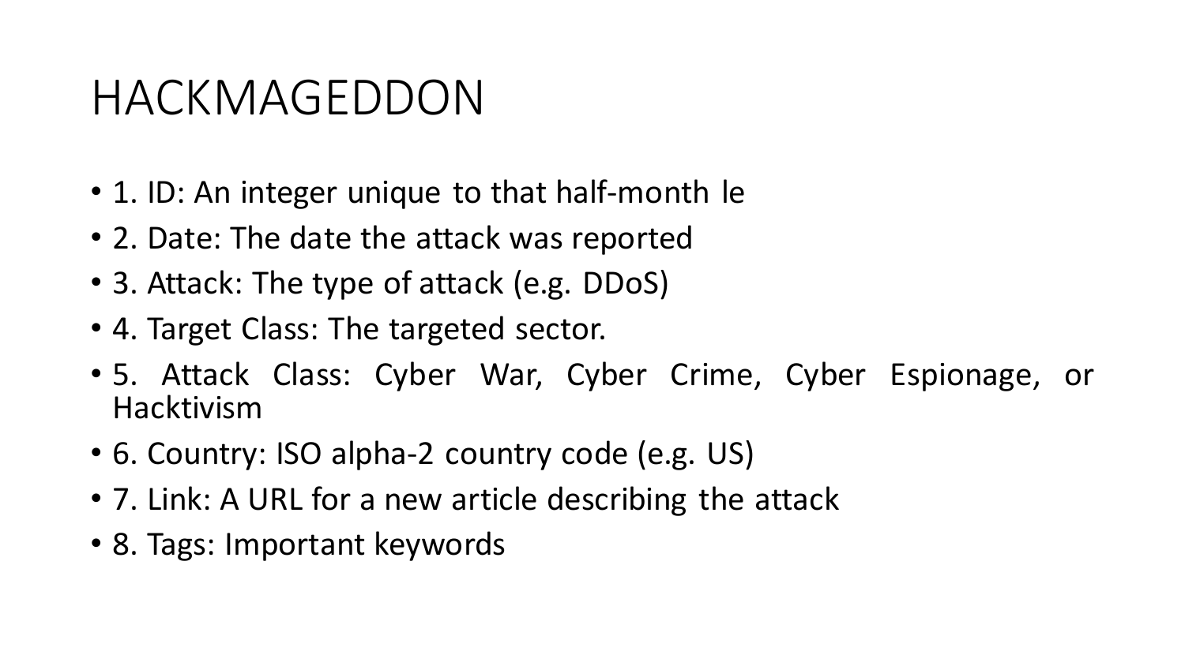# HACKMAGEDDON

- 1. ID: An integer unique to that half-month le
- 2. Date: The date the attack was reported
- 3. Attack: The type of attack (e.g. DDoS)
- 4. Target Class: The targeted sector.
- 5. Attack Class: Cyber War, Cyber Crime, Cyber Espionage, or Hacktivism
- 6. Country: ISO alpha-2 country code (e.g. US)
- 7. Link: A URL for a new article describing the attack
- 8. Tags: Important keywords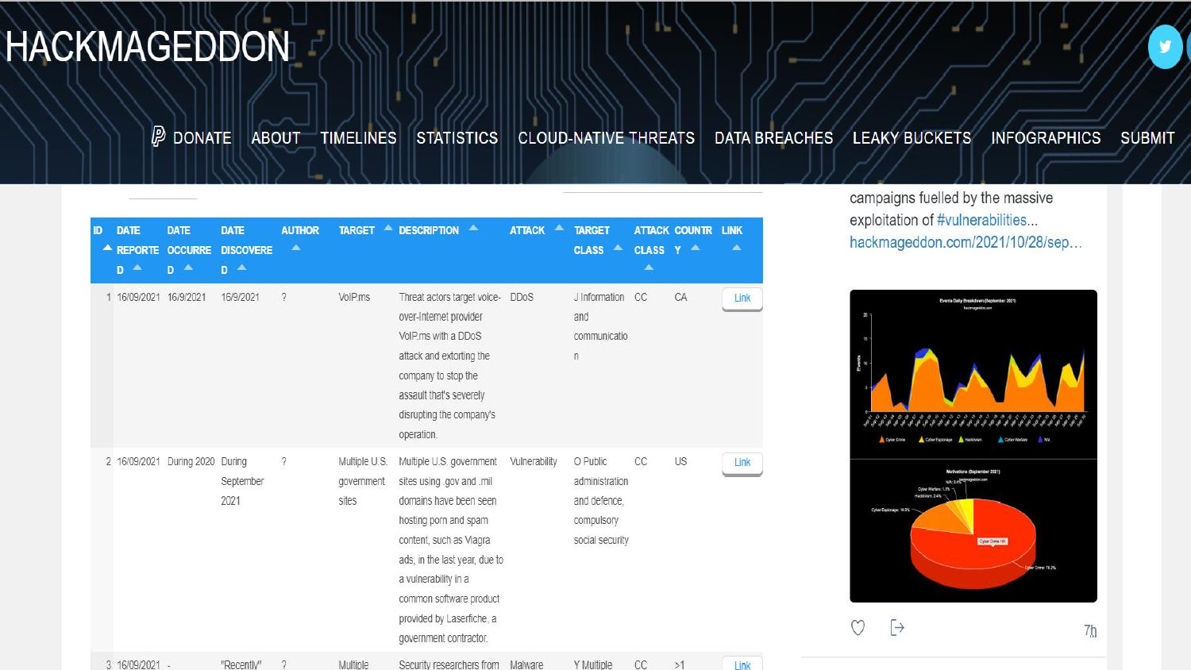# HACKMAGEDDON

DONATE ABOUT TIMELINES STATISTICS CLOUD-NATIVE THREATS DATA BREACHES LEAKY BUCKETS INFOGRAPHICS SUBMIT

| ID | DATE REPORTED | DATE OCCURRED | DATE DISCOVERED | AUTHOR | TARGET | DESCRIPTION | ATTACK | TARGET CLASS | ATTACK CLASS | COUNTRY | LINK |
|---|---|---|---|---|---|---|---|---|---|---|---|
| 1 | 16/09/2021 | 16/9/2021 | 16/9/2021 | ? | VoIP.ms | Threat actors target voice-over-Internet provider VoIP.ms with a DDoS attack and extorting the company to stop the assault that's severely disrupting the company's operation. | DDoS | J Information and communication | CC | CA | Link |
| 2 | 16/09/2021 | During 2020 | During September 2021 | ? | Multiple U.S. government sites | Multiple U.S. government sites using .gov and .mil domains have been seen hosting porn and spam content, such as Viagra ads, in the last year, due to a vulnerability in a common software product provided by Laserfiche, a government contractor. | Vulnerability | O Public administration and defence, compulsory social security | CC | US | Link |
| 3 | 16/09/2021 | - | "Recently" | ? | Multiple | Security researchers from | Malware | Y Multiple | CC | >1 | Link |

campaigns fuelled by the massive exploitation of #vulnerabilities... hackmageddon.com/2021/10/28/sep...

7h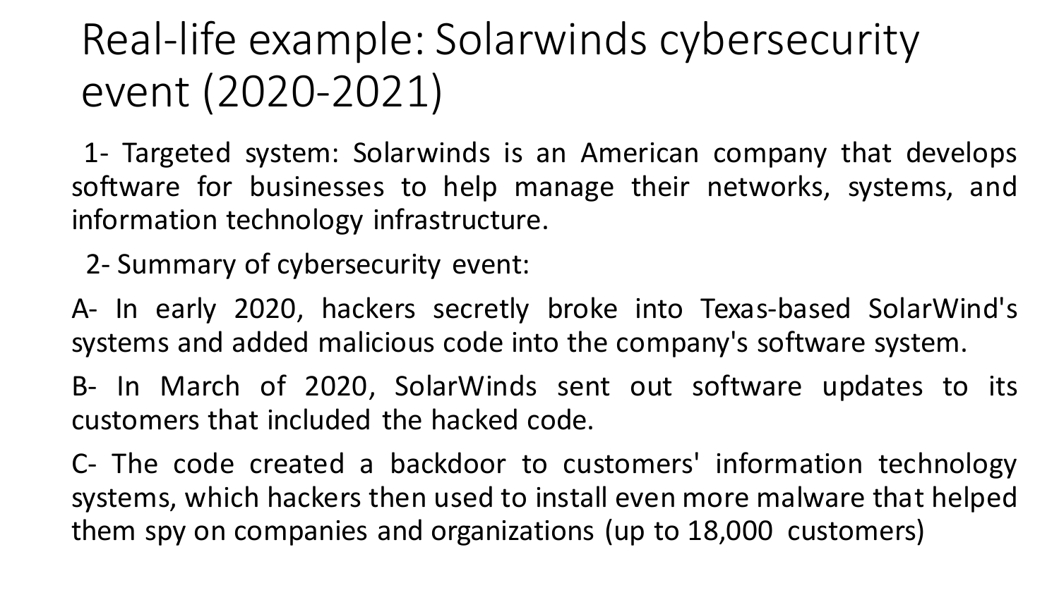# Real-life example: Solarwinds cybersecurity event (2020-2021)

1- Targeted system: Solarwinds is an American company that develops software for businesses to help manage their networks, systems, and information technology infrastructure.

2- Summary of cybersecurity event:

A- In early 2020, hackers secretly broke into Texas-based SolarWind's systems and added malicious code into the company's software system.

B- In March of 2020, SolarWinds sent out software updates to its customers that included the hacked code.

C- The code created a backdoor to customers' information technology systems, which hackers then used to install even more malware that helped them spy on companies and organizations (up to 18,000 customers)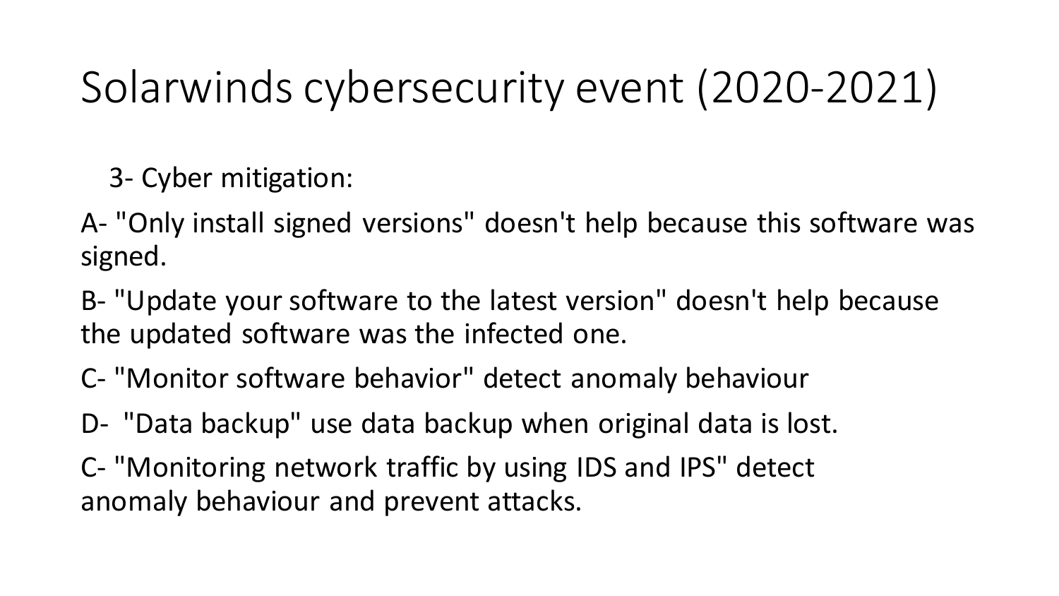# Solarwinds cybersecurity event (2020-2021)

3- Cyber mitigation:

A- "Only install signed versions" doesn't help because this software was signed.

B- "Update your software to the latest version" doesn't help because the updated software was the infected one.

C- "Monitor software behavior" detect anomaly behaviour

D- "Data backup" use data backup when original data is lost.

C- "Monitoring network traffic by using IDS and IPS" detect anomaly behaviour and prevent attacks.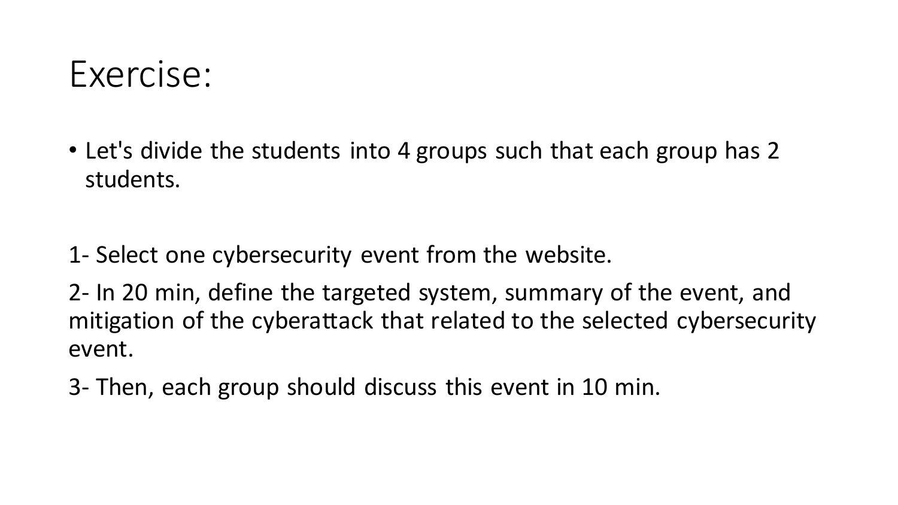# Exercise:

- Let's divide the students into 4 groups such that each group has 2 students.

1- Select one cybersecurity event from the website.

2- In 20 min, define the targeted system, summary of the event, and mitigation of the cyberattack that related to the selected cybersecurity event.

3- Then, each group should discuss this event in 10 min.